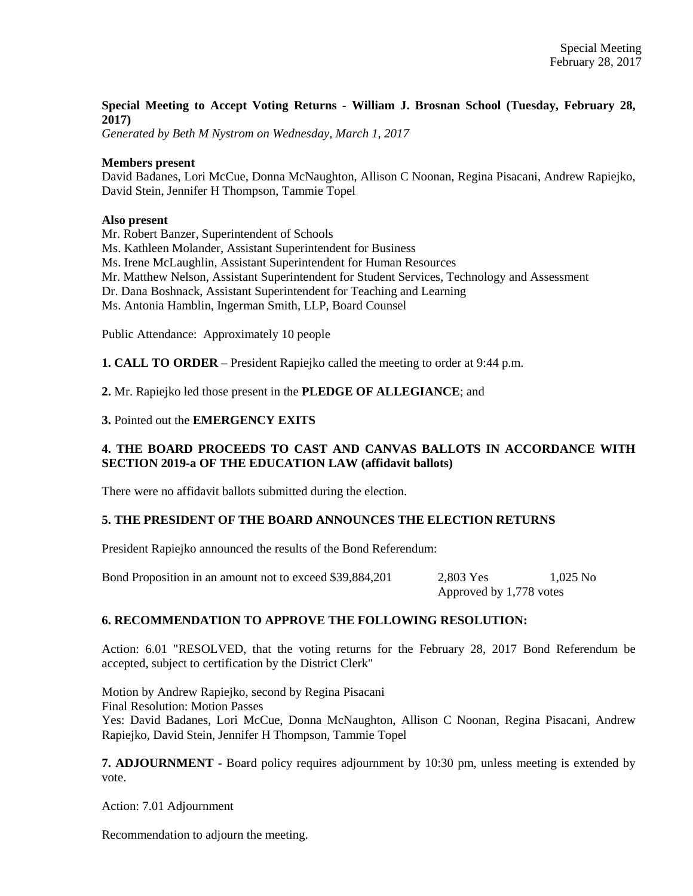**Special Meeting to Accept Voting Returns - William J. Brosnan School (Tuesday, February 28, 2017)**

*Generated by Beth M Nystrom on Wednesday, March 1, 2017*

**Members present**

David Badanes, Lori McCue, Donna McNaughton, Allison C Noonan, Regina Pisacani, Andrew Rapiejko, David Stein, Jennifer H Thompson, Tammie Topel

**Also present**

Mr. Robert Banzer, Superintendent of Schools
Ms. Kathleen Molander, Assistant Superintendent for Business
Ms. Irene McLaughlin, Assistant Superintendent for Human Resources
Mr. Matthew Nelson, Assistant Superintendent for Student Services, Technology and Assessment
Dr. Dana Boshnack, Assistant Superintendent for Teaching and Learning
Ms. Antonia Hamblin, Ingerman Smith, LLP, Board Counsel

Public Attendance: Approximately 10 people

**1. CALL TO ORDER** – President Rapiejko called the meeting to order at 9:44 p.m.

**2.** Mr. Rapiejko led those present in the **PLEDGE OF ALLEGIANCE**; and

**3.** Pointed out the **EMERGENCY EXITS**

**4. THE BOARD PROCEEDS TO CAST AND CANVAS BALLOTS IN ACCORDANCE WITH SECTION 2019-a OF THE EDUCATION LAW (affidavit ballots)**

There were no affidavit ballots submitted during the election.

**5. THE PRESIDENT OF THE BOARD ANNOUNCES THE ELECTION RETURNS**

President Rapiejko announced the results of the Bond Referendum:

| | | |
|---|---|---|
| Bond Proposition in an amount not to exceed $39,884,201 | 2,803 Yes | 1,025 No |
| | Approved by 1,778 votes | |

**6. RECOMMENDATION TO APPROVE THE FOLLOWING RESOLUTION:**

Action: 6.01 "RESOLVED, that the voting returns for the February 28, 2017 Bond Referendum be accepted, subject to certification by the District Clerk"

Motion by Andrew Rapiejko, second by Regina Pisacani
Final Resolution: Motion Passes
Yes: David Badanes, Lori McCue, Donna McNaughton, Allison C Noonan, Regina Pisacani, Andrew Rapiejko, David Stein, Jennifer H Thompson, Tammie Topel

**7. ADJOURNMENT** - Board policy requires adjournment by 10:30 pm, unless meeting is extended by vote.

Action: 7.01 Adjournment

Recommendation to adjourn the meeting.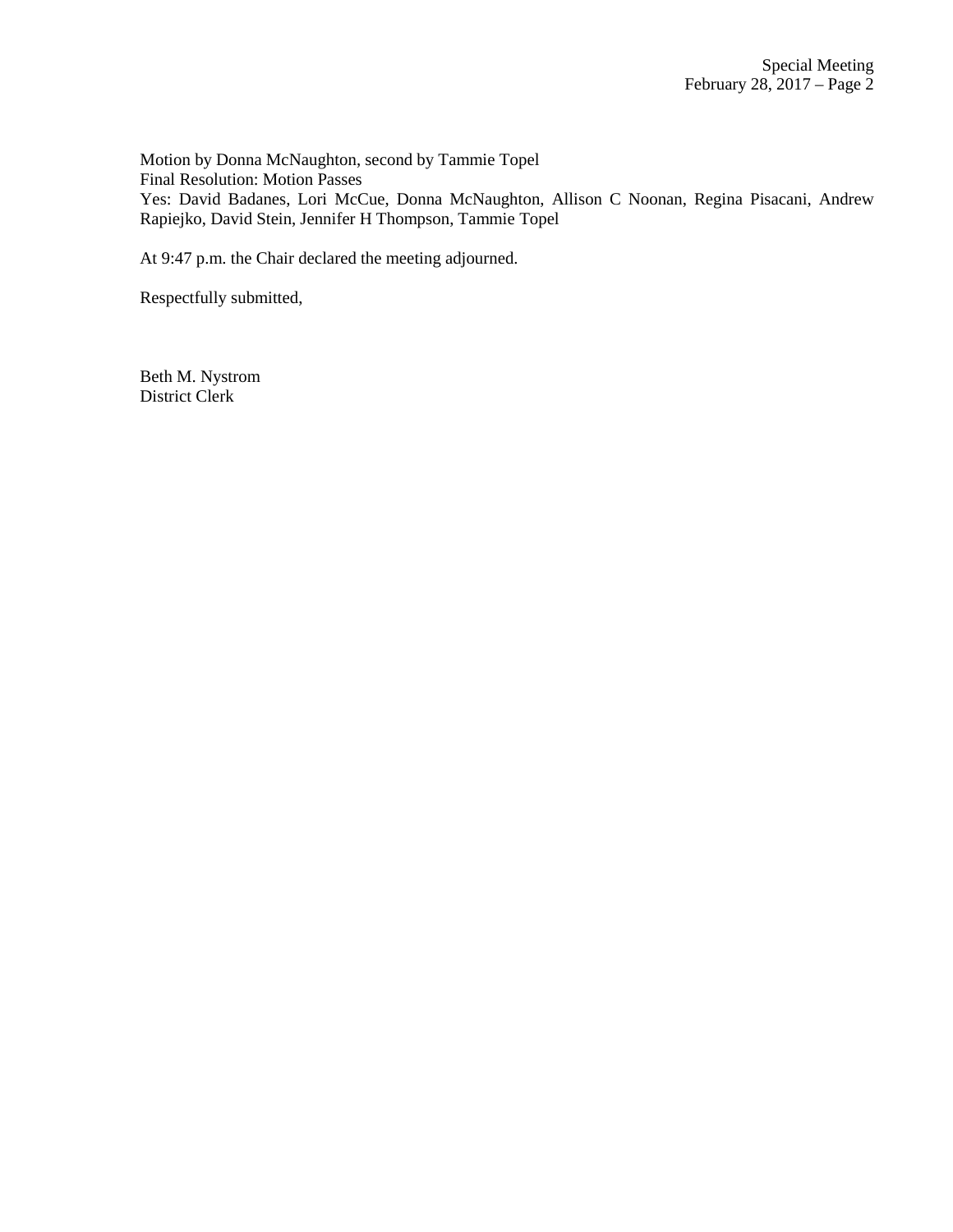Motion by Donna McNaughton, second by Tammie Topel
Final Resolution: Motion Passes
Yes: David Badanes, Lori McCue, Donna McNaughton, Allison C Noonan, Regina Pisacani, Andrew Rapiejko, David Stein, Jennifer H Thompson, Tammie Topel

At 9:47 p.m. the Chair declared the meeting adjourned.

Respectfully submitted,

Beth M. Nystrom
District Clerk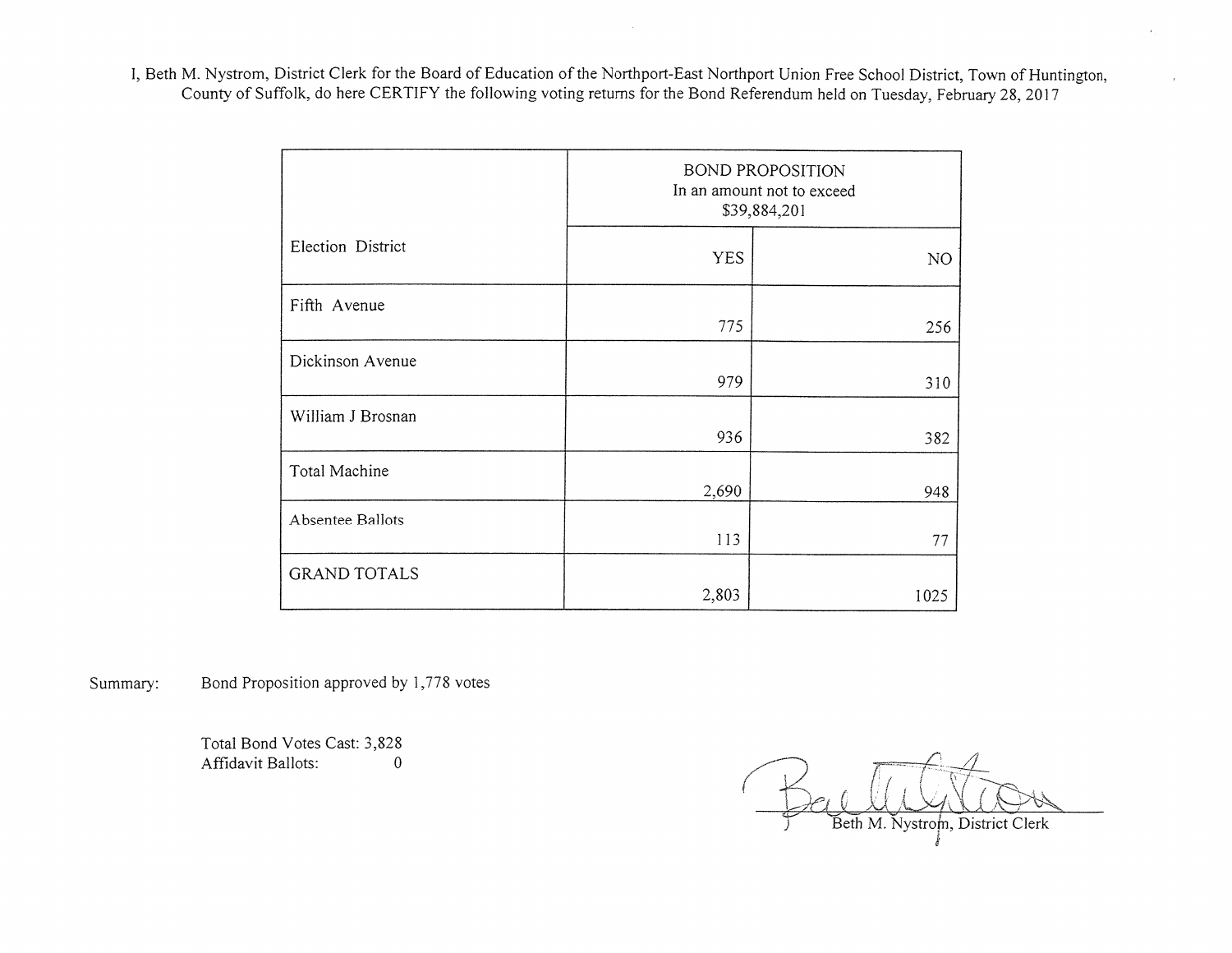I, Beth M. Nystrom, District Clerk for the Board of Education of the Northport-East Northport Union Free School District, Town of Huntington, County of Suffolk, do here CERTIFY the following voting returns for the Bond Referendum held on Tuesday, February 28, 2017

| Election District | BOND PROPOSITION In an amount not to exceed $39,884,201 | |
|---|---|---|
| | YES | NO |
| Fifth Avenue | 775 | 256 |
| Dickinson Avenue | 979 | 310 |
| William J Brosnan | 936 | 382 |
| Total Machine | 2,690 | 948 |
| Absentee Ballots | 113 | 77 |
| GRAND TOTALS | 2,803 | 1025 |

Summary: Bond Proposition approved by 1,778 votes

Total Bond Votes Cast: 3,828
Affidavit Ballots: 0

Beth M. Nystrom, District Clerk